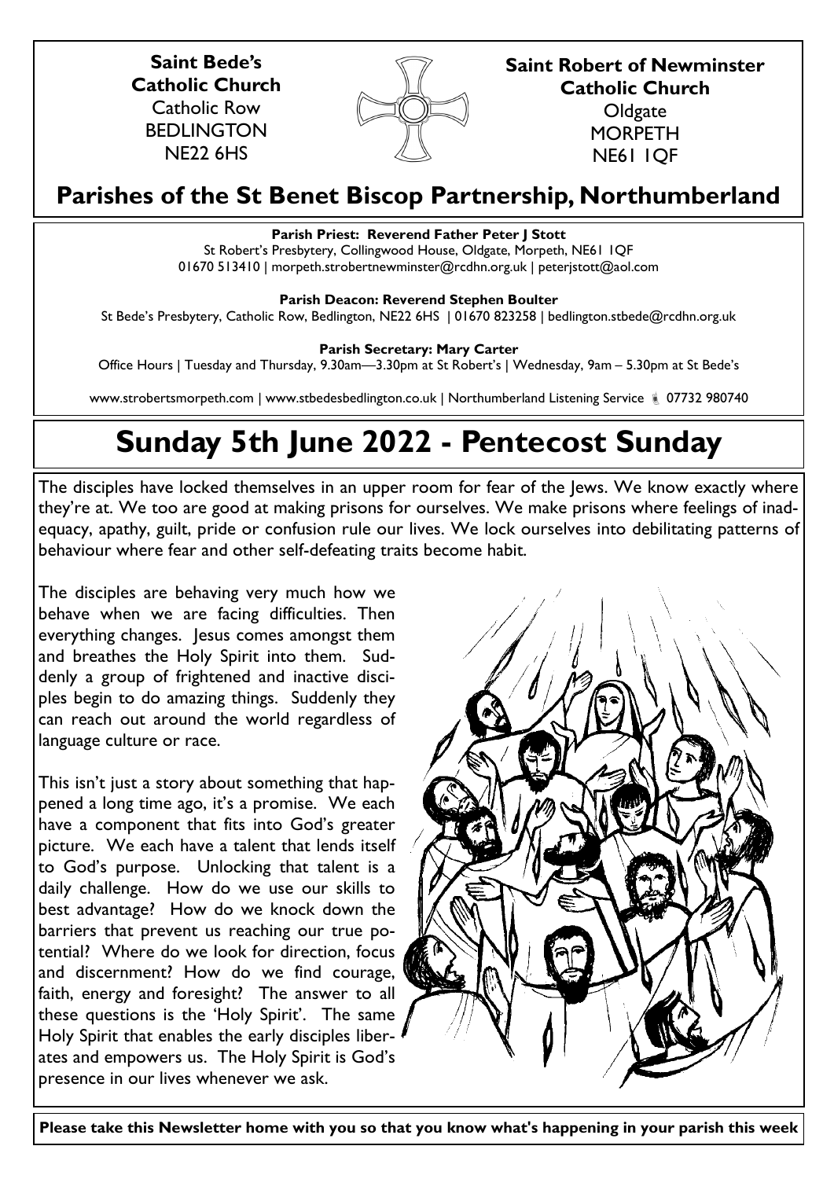**Saint Bede's Catholic Church**
Catholic Row
BEDLINGTON
NE22 6HS

**Saint Robert of Newminster Catholic Church**
Oldgate
MORPETH
NE61 1QF

## Parishes of the St Benet Biscop Partnership, Northumberland

**Parish Priest: Reverend Father Peter J Stott**
St Robert's Presbytery, Collingwood House, Oldgate, Morpeth, NE61 1QF
01670 513410 | morpeth.strobertnewminster@rcdhn.org.uk | peterjstott@aol.com

**Parish Deacon: Reverend Stephen Boulter**
St Bede's Presbytery, Catholic Row, Bedlington, NE22 6HS | 01670 823258 | bedlington.stbede@rcdhn.org.uk

**Parish Secretary: Mary Carter**
Office Hours | Tuesday and Thursday, 9.30am—3.30pm at St Robert's | Wednesday, 9am – 5.30pm at St Bede's

www.strobertsmorpeth.com | www.stbedesbedlington.co.uk | Northumberland Listening Service 07732 980740

# Sunday 5th June 2022 - Pentecost Sunday

The disciples have locked themselves in an upper room for fear of the Jews. We know exactly where they're at. We too are good at making prisons for ourselves. We make prisons where feelings of inadequacy, apathy, guilt, pride or confusion rule our lives. We lock ourselves into debilitating patterns of behaviour where fear and other self-defeating traits become habit.

The disciples are behaving very much how we behave when we are facing difficulties. Then everything changes. Jesus comes amongst them and breathes the Holy Spirit into them. Suddenly a group of frightened and inactive disciples begin to do amazing things. Suddenly they can reach out around the world regardless of language culture or race.

This isn't just a story about something that happened a long time ago, it's a promise. We each have a component that fits into God's greater picture. We each have a talent that lends itself to God's purpose. Unlocking that talent is a daily challenge. How do we use our skills to best advantage? How do we knock down the barriers that prevent us reaching our true potential? Where do we look for direction, focus and discernment? How do we find courage, faith, energy and foresight? The answer to all these questions is the 'Holy Spirit'. The same Holy Spirit that enables the early disciples liberates and empowers us. The Holy Spirit is God's presence in our lives whenever we ask.

**Please take this Newsletter home with you so that you know what's happening in your parish this week**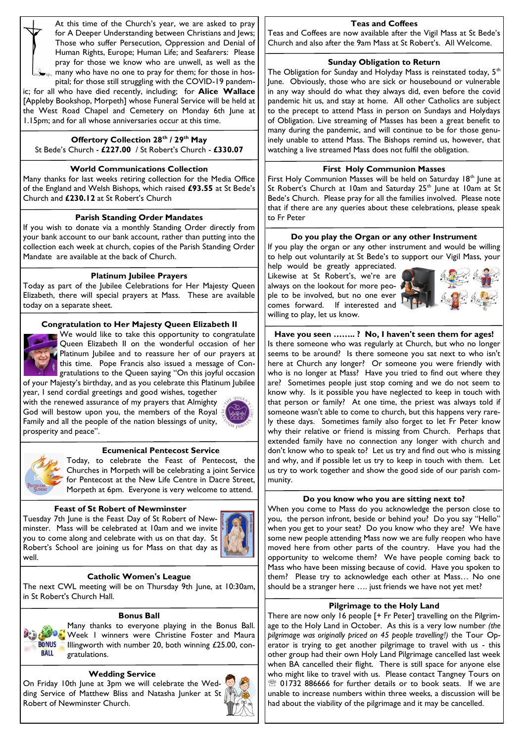At this time of the Church's year, we are asked to pray for A Deeper Understanding between Christians and Jews; Those who suffer Persecution, Oppression and Denial of Human Rights, Europe; Human Life; and Seafarers: Please pray for those we know who are unwell, as well as the many who have no one to pray for them; for those in hospital; for those still struggling with the COVID-19 pandemic; for all who have died recently, including; for **Alice Wallace** [Appleby Bookshop, Morpeth] whose Funeral Service will be held at the West Road Chapel and Cemetery on Monday 6th June at 1.15pm; and for all whose anniversaries occur at this time.

### Offertory Collection 28th / 29th May

St Bede's Church - **£227.00** / St Robert's Church - **£330.07**

### World Communications Collection

Many thanks for last weeks retiring collection for the Media Office of the England and Welsh Bishops, which raised **£93.55** at St Bede's Church and **£230.12** at St Robert's Church

### Parish Standing Order Mandates

If you wish to donate via a monthly Standing Order directly from your bank account to our bank account, rather than putting into the collection each week at church, copies of the Parish Standing Order Mandate are available at the back of Church.

### Platinum Jubilee Prayers

Today as part of the Jubilee Celebrations for Her Majesty Queen Elizabeth, there will special prayers at Mass. These are available today on a separate sheet.

### Congratulation to Her Majesty Queen Elizabeth II

We would like to take this opportunity to congratulate Queen Elizabeth II on the wonderful occasion of her Platinum Jubilee and to reassure her of our prayers at this time. Pope Francis also issued a message of Congratulations to the Queen saying "On this joyful occasion of your Majesty's birthday, and as you celebrate this Platinum Jubilee year, I send cordial greetings and good wishes, together with the renewed assurance of my prayers that Almighty God will bestow upon you, the members of the Royal Family and all the people of the nation blessings of unity, prosperity and peace".

### Ecumenical Pentecost Service

Today, to celebrate the Feast of Pentecost, the Churches in Morpeth will be celebrating a joint Service for Pentecost at the New Life Centre in Dacre Street, Morpeth at 6pm. Everyone is very welcome to attend.

### Feast of St Robert of Newminster

Tuesday 7th June is the Feast Day of St Robert of Newminster. Mass will be celebrated at 10am and we invite you to come along and celebrate with us on that day. St Robert's School are joining us for Mass on that day as well.

### Catholic Women's League

The next CWL meeting will be on Thursday 9th June, at 10:30am, in St Robert's Church Hall.

### Bonus Ball

Many thanks to everyone playing in the Bonus Ball. Week 1 winners were Christine Foster and Maura Illingworth with number 20, both winning £25.00, congratulations.

### Wedding Service

On Friday 10th June at 3pm we will celebrate the Wedding Service of Matthew Bliss and Natasha Junker at St Robert of Newminster Church.

### Teas and Coffees

Teas and Coffees are now available after the Vigil Mass at St Bede's Church and also after the 9am Mass at St Robert's. All Welcome.

### Sunday Obligation to Return

The Obligation for Sunday and Holyday Mass is reinstated today, 5th June. Obviously, those who are sick or housebound or vulnerable in any way should do what they always did, even before the covid pandemic hit us, and stay at home. All other Catholics are subject to the precept to attend Mass in person on Sundays and Holydays of Obligation. Live streaming of Masses has been a great benefit to many during the pandemic, and will continue to be for those genuinely unable to attend Mass. The Bishops remind us, however, that watching a live streamed Mass does not fulfil the obligation.

### First Holy Communion Masses

First Holy Communion Masses will be held on Saturday 18th June at St Robert's Church at 10am and Saturday 25th June at 10am at St Bede's Church. Please pray for all the families involved. Please note that if there are any queries about these celebrations, please speak to Fr Peter

### Do you play the Organ or any other Instrument

If you play the organ or any other instrument and would be willing to help out voluntarily at St Bede's to support our Vigil Mass, your help would be greatly appreciated. Likewise at St Robert's, we're are always on the lookout for more people to be involved, but no one ever comes forward. If interested and willing to play, let us know.

### Have you seen …….. ? No, I haven't seen them for ages!

Is there someone who was regularly at Church, but who no longer seems to be around? Is there someone you sat next to who isn't here at Church any longer? Or someone you were friendly with who is no longer at Mass? Have you tried to find out where they are? Sometimes people just stop coming and we do not seem to know why. Is it possible you have neglected to keep in touch with that person or family? At one time, the priest was always told if someone wasn't able to come to church, but this happens very rarely these days. Sometimes family also forget to let Fr Peter know why their relative or friend is missing from Church. Perhaps that extended family have no connection any longer with church and don't know who to speak to? Let us try and find out who is missing and why, and if possible let us try to keep in touch with them. Let us try to work together and show the good side of our parish community.

### Do you know who you are sitting next to?

When you come to Mass do you acknowledge the person close to you, the person infront, beside or behind you? Do you say "Hello" when you get to your seat? Do you know who they are? We have some new people attending Mass now we are fully reopen who have moved here from other parts of the country. Have you had the opportunity to welcome them? We have people coming back to Mass who have been missing because of covid. Have you spoken to them? Please try to acknowledge each other at Mass… No one should be a stranger here …. just friends we have not yet met?

### Pilgrimage to the Holy Land

There are now only 16 people [+ Fr Peter] travelling on the Pilgrimage to the Holy Land in October. As this is a very low number *(the pilgrimage was originally priced on 45 people travelling!)* the Tour Operator is trying to get another pilgrimage to travel with us - this other group had their own Holy Land Pilgrimage cancelled last week when BA cancelled their flight. There is still space for anyone else who might like to travel with us. Please contact Tangney Tours on ☏ 01732 886666 for further details or to book seats. If we are unable to increase numbers within three weeks, a discussion will be had about the viability of the pilgrimage and it may be cancelled.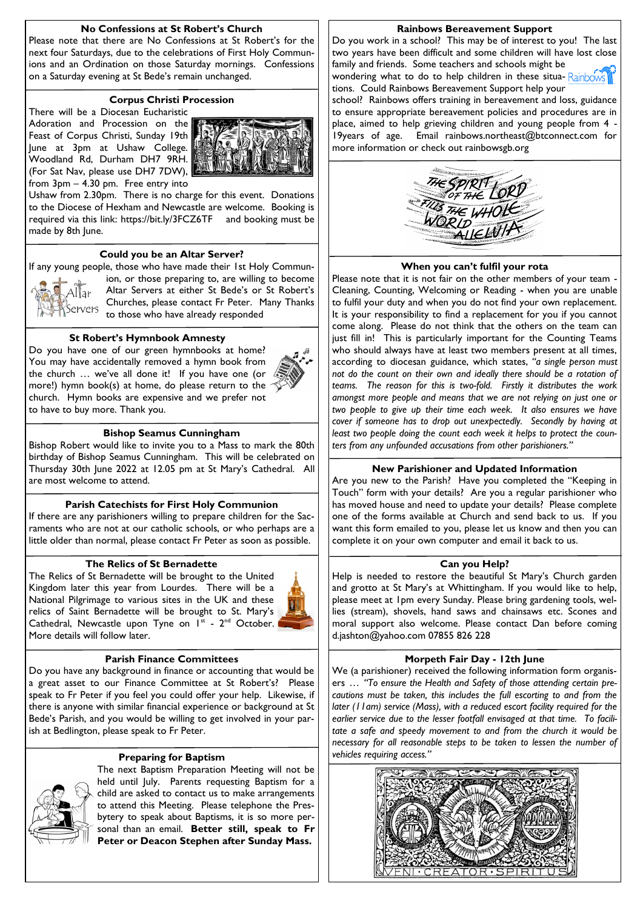## No Confessions at St Robert's Church

Please note that there are No Confessions at St Robert's for the next four Saturdays, due to the celebrations of First Holy Communions and an Ordination on those Saturday mornings. Confessions on a Saturday evening at St Bede's remain unchanged.

## Corpus Christi Procession

There will be a Diocesan Eucharistic Adoration and Procession on the Feast of Corpus Christi, Sunday 19th June at 3pm at Ushaw College. Woodland Rd, Durham DH7 9RH. (For Sat Nav, please use DH7 7DW), from 3pm – 4.30 pm. Free entry into Ushaw from 2.30pm. There is no charge for this event. Donations to the Diocese of Hexham and Newcastle are welcome. Booking is required via this link: https://bit.ly/3FCZ6TF and booking must be made by 8th June.

## Could you be an Altar Server?

If any young people, those who have made their 1st Holy Communion, or those preparing to, are willing to become Altar Servers at either St Bede's or St Robert's Churches, please contact Fr Peter. Many Thanks to those who have already responded

## St Robert's Hymnbook Amnesty

Do you have one of our green hymnbooks at home? You may have accidentally removed a hymn book from the church … we've all done it! If you have one (or more!) hymn book(s) at home, do please return to the church. Hymn books are expensive and we prefer not to have to buy more. Thank you.

## Bishop Seamus Cunningham

Bishop Robert would like to invite you to a Mass to mark the 80th birthday of Bishop Seamus Cunningham. This will be celebrated on Thursday 30th June 2022 at 12.05 pm at St Mary's Cathedral. All are most welcome to attend.

## Parish Catechists for First Holy Communion

If there are any parishioners willing to prepare children for the Sacraments who are not at our catholic schools, or who perhaps are a little older than normal, please contact Fr Peter as soon as possible.

## The Relics of St Bernadette

The Relics of St Bernadette will be brought to the United Kingdom later this year from Lourdes. There will be a National Pilgrimage to various sites in the UK and these relics of Saint Bernadette will be brought to St. Mary's Cathedral, Newcastle upon Tyne on 1st - 2nd October. More details will follow later.

## Parish Finance Committees

Do you have any background in finance or accounting that would be a great asset to our Finance Committee at St Robert's? Please speak to Fr Peter if you feel you could offer your help. Likewise, if there is anyone with similar financial experience or background at St Bede's Parish, and you would be willing to get involved in your parish at Bedlington, please speak to Fr Peter.

## Preparing for Baptism

The next Baptism Preparation Meeting will not be held until July. Parents requesting Baptism for a child are asked to contact us to make arrangements to attend this Meeting. Please telephone the Presbytery to speak about Baptisms, it is so more personal than an email. **Better still, speak to Fr Peter or Deacon Stephen after Sunday Mass.**

## Rainbows Bereavement Support

Do you work in a school? This may be of interest to you! The last two years have been difficult and some children will have lost close family and friends. Some teachers and schools might be wondering what to do to help children in these situations. Could Rainbows Bereavement Support help your school? Rainbows offers training in bereavement and loss, guidance to ensure appropriate bereavement policies and procedures are in place, aimed to help grieving children and young people from 4 - 19years of age. Email rainbows.northeast@btconnect.com for more information or check out rainbowsgb.org

THE SPIRIT OF THE LORD FILLS THE WHOLE WORLD ALLELUIA

## When you can't fulfil your rota

Please note that it is not fair on the other members of your team - Cleaning, Counting, Welcoming or Reading - when you are unable to fulfil your duty and when you do not find your own replacement. It is your responsibility to find a replacement for you if you cannot come along. Please do not think that the others on the team can just fill in! This is particularly important for the Counting Teams who should always have at least two members present at all times, according to diocesan guidance, which states, *"a single person must not do the count on their own and ideally there should be a rotation of teams. The reason for this is two-fold. Firstly it distributes the work amongst more people and means that we are not relying on just one or two people to give up their time each week. It also ensures we have cover if someone has to drop out unexpectedly. Secondly by having at least two people doing the count each week it helps to protect the counters from any unfounded accusations from other parishioners."*

## New Parishioner and Updated Information

Are you new to the Parish? Have you completed the "Keeping in Touch" form with your details? Are you a regular parishioner who has moved house and need to update your details? Please complete one of the forms available at Church and send back to us. If you want this form emailed to you, please let us know and then you can complete it on your own computer and email it back to us.

## Can you Help?

Help is needed to restore the beautiful St Mary's Church garden and grotto at St Mary's at Whittingham. If you would like to help, please meet at 1pm every Sunday. Please bring gardening tools, wellies (stream), shovels, hand saws and chainsaws etc. Scones and moral support also welcome. Please contact Dan before coming d.jashton@yahoo.com 07855 826 228

## Morpeth Fair Day - 12th June

We (a parishioner) received the following information form organisers … *"To ensure the Health and Safety of those attending certain precautions must be taken, this includes the full escorting to and from the later (11am) service (Mass), with a reduced escort facility required for the earlier service due to the lesser footfall envisaged at that time. To facilitate a safe and speedy movement to and from the church it would be necessary for all reasonable steps to be taken to lessen the number of vehicles requiring access."*

VENI · CREATOR · SPIRITUS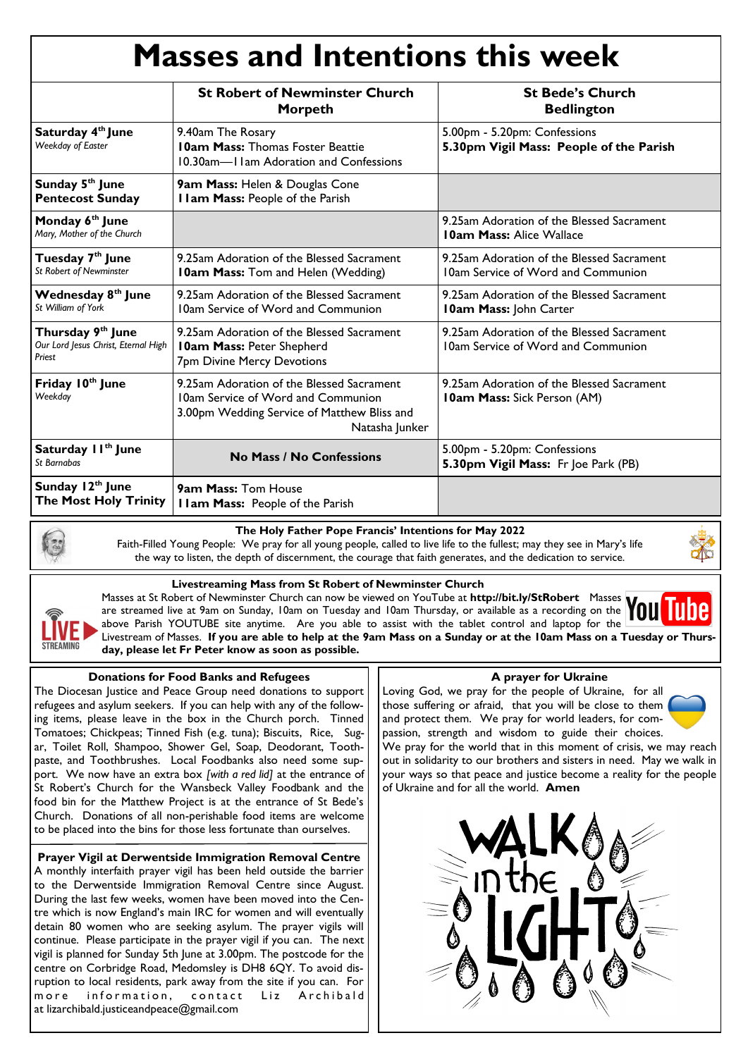# Masses and Intentions this week

| | St Robert of Newminster Church Morpeth | St Bede's Church Bedlington |
|---|---|---|
| **Saturday 4th June** *Weekday of Easter* | 9.40am The Rosary **10am Mass:** Thomas Foster Beattie 10.30am—11am Adoration and Confessions | 5.00pm - 5.20pm: Confessions **5.30pm Vigil Mass: People of the Parish** |
| **Sunday 5th June Pentecost Sunday** | **9am Mass:** Helen & Douglas Cone **11am Mass:** People of the Parish | |
| **Monday 6th June** *Mary, Mother of the Church* | | 9.25am Adoration of the Blessed Sacrament **10am Mass:** Alice Wallace |
| **Tuesday 7th June** *St Robert of Newminster* | 9.25am Adoration of the Blessed Sacrament **10am Mass:** Tom and Helen (Wedding) | 9.25am Adoration of the Blessed Sacrament 10am Service of Word and Communion |
| **Wednesday 8th June** *St William of York* | 9.25am Adoration of the Blessed Sacrament 10am Service of Word and Communion | 9.25am Adoration of the Blessed Sacrament **10am Mass:** John Carter |
| **Thursday 9th June** *Our Lord Jesus Christ, Eternal High Priest* | 9.25am Adoration of the Blessed Sacrament **10am Mass:** Peter Shepherd 7pm Divine Mercy Devotions | 9.25am Adoration of the Blessed Sacrament 10am Service of Word and Communion |
| **Friday 10th June** *Weekday* | 9.25am Adoration of the Blessed Sacrament 10am Service of Word and Communion 3.00pm Wedding Service of Matthew Bliss and Natasha Junker | 9.25am Adoration of the Blessed Sacrament **10am Mass:** Sick Person (AM) |
| **Saturday 11th June** *St Barnabas* | **No Mass / No Confessions** | 5.00pm - 5.20pm: Confessions **5.30pm Vigil Mass:** Fr Joe Park (PB) |
| **Sunday 12th June The Most Holy Trinity** | **9am Mass:** Tom House **11am Mass:** People of the Parish | |

**The Holy Father Pope Francis' Intentions for May 2022**

Faith-Filled Young People: We pray for all young people, called to live life to the fullest; may they see in Mary's life the way to listen, the depth of discernment, the courage that faith generates, and the dedication to service.

**Livestreaming Mass from St Robert of Newminster Church**

Masses at St Robert of Newminster Church can now be viewed on YouTube at **http://bit.ly/StRobert** Masses are streamed live at 9am on Sunday, 10am on Tuesday and 10am Thursday, or available as a recording on the above Parish YOUTUBE site anytime. Are you able to assist with the tablet control and laptop for the Livestream of Masses. **If you are able to help at the 9am Mass on a Sunday or at the 10am Mass on a Tuesday or Thursday, please let Fr Peter know as soon as possible.**

**Donations for Food Banks and Refugees**

The Diocesan Justice and Peace Group need donations to support refugees and asylum seekers. If you can help with any of the following items, please leave in the box in the Church porch. Tinned Tomatoes; Chickpeas; Tinned Fish (e.g. tuna); Biscuits, Rice, Sugar, Toilet Roll, Shampoo, Shower Gel, Soap, Deodorant, Toothpaste, and Toothbrushes. Local Foodbanks also need some support. We now have an extra box *[with a red lid]* at the entrance of St Robert's Church for the Wansbeck Valley Foodbank and the food bin for the Matthew Project is at the entrance of St Bede's Church. Donations of all non-perishable food items are welcome to be placed into the bins for those less fortunate than ourselves.

**Prayer Vigil at Derwentside Immigration Removal Centre**

A monthly interfaith prayer vigil has been held outside the barrier to the Derwentside Immigration Removal Centre since August. During the last few weeks, women have been moved into the Centre which is now England's main IRC for women and will eventually detain 80 women who are seeking asylum. The prayer vigils will continue. Please participate in the prayer vigil if you can. The next vigil is planned for Sunday 5th June at 3.00pm. The postcode for the centre on Corbridge Road, Medomsley is DH8 6QY. To avoid disruption to local residents, park away from the site if you can. For more information, contact Liz Archibald at lizarchibald.justiceandpeace@gmail.com

**A prayer for Ukraine**

Loving God, we pray for the people of Ukraine, for all those suffering or afraid, that you will be close to them and protect them. We pray for world leaders, for compassion, strength and wisdom to guide their choices. We pray for the world that in this moment of crisis, we may reach out in solidarity to our brothers and sisters in need. May we walk in your ways so that peace and justice become a reality for the people of Ukraine and for all the world. **Amen**

WALK in the LIGHT